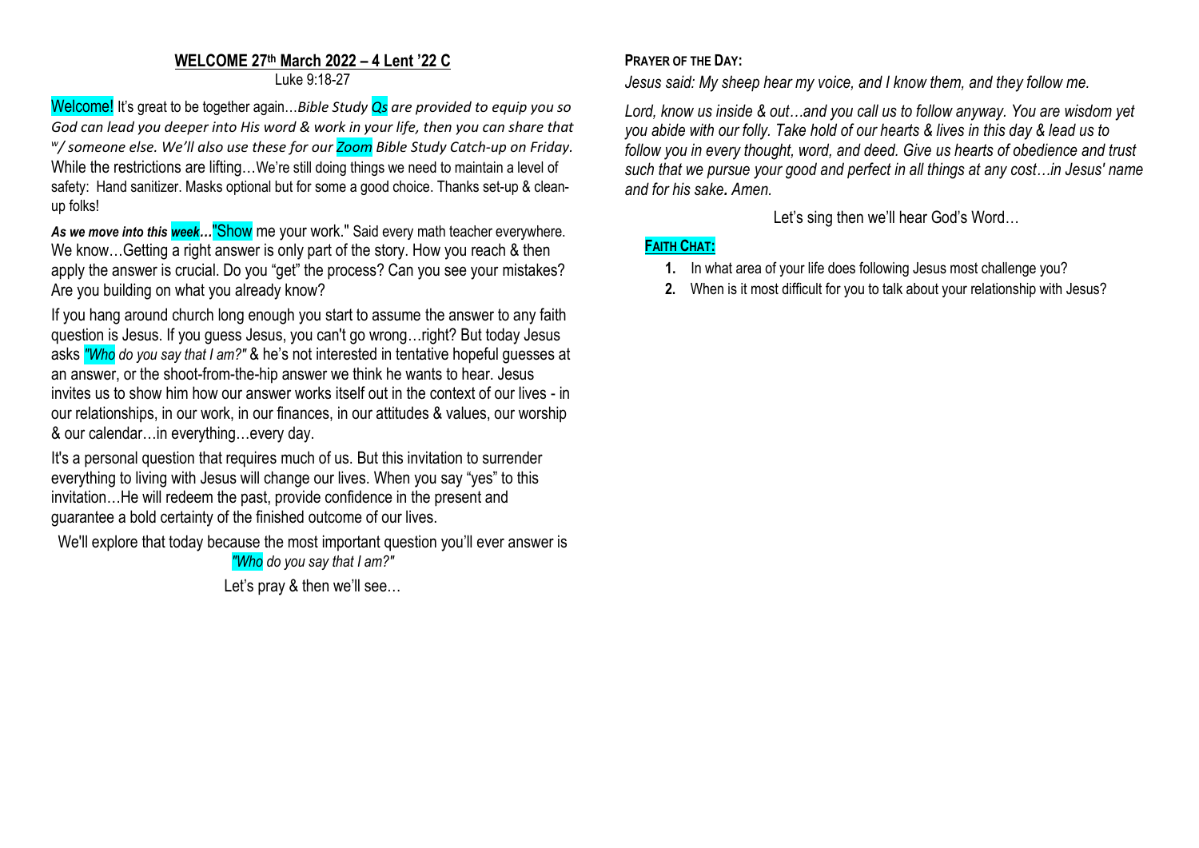## WELCOME 27th March 2022 – 4 Lent '22 C

Luke 9:18-27

Welcome! It's great to be together again…*Bible Study Qs are provided to equip you so God can lead you deeper into His word & work in your life, then you can share that w/ someone else. We'll also use these for our Zoom Bible Study Catch-up on Friday.* While the restrictions are lifting…We're still doing things we need to maintain a level of safety: Hand sanitizer. Masks optional but for some a good choice. Thanks set-up & clean-up folks!

***As we move into this week…*** "Show me your work." Said every math teacher everywhere. We know…Getting a right answer is only part of the story. How you reach & then apply the answer is crucial. Do you "get" the process? Can you see your mistakes? Are you building on what you already know?

If you hang around church long enough you start to assume the answer to any faith question is Jesus. If you guess Jesus, you can't go wrong…right? But today Jesus asks *"Who do you say that I am?"* & he's not interested in tentative hopeful guesses at an answer, or the shoot-from-the-hip answer we think he wants to hear. Jesus invites us to show him how our answer works itself out in the context of our lives - in our relationships, in our work, in our finances, in our attitudes & values, our worship & our calendar…in everything…every day.

It's a personal question that requires much of us. But this invitation to surrender everything to living with Jesus will change our lives. When you say "yes" to this invitation…He will redeem the past, provide confidence in the present and guarantee a bold certainty of the finished outcome of our lives.

We'll explore that today because the most important question you'll ever answer is *"Who do you say that I am?"*

Let's pray & then we'll see…

**PRAYER OF THE DAY:**

*Jesus said: My sheep hear my voice, and I know them, and they follow me.*

*Lord, know us inside & out…and you call us to follow anyway. You are wisdom yet you abide with our folly. Take hold of our hearts & lives in this day & lead us to follow you in every thought, word, and deed. Give us hearts of obedience and trust such that we pursue your good and perfect in all things at any cost…in Jesus' name and for his sake. Amen.*

Let's sing then we'll hear God's Word…

**FAITH CHAT:**

1. In what area of your life does following Jesus most challenge you?
2. When is it most difficult for you to talk about your relationship with Jesus?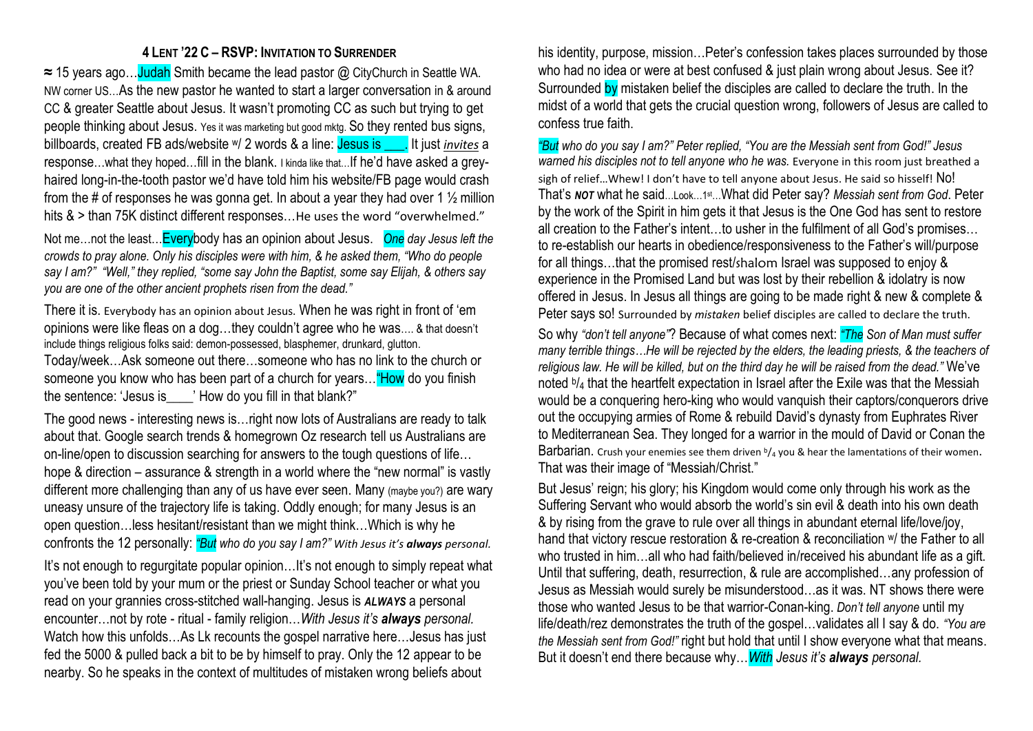## 4 LENT '22 C – RSVP: INVITATION TO SURRENDER

≈ 15 years ago…Judah Smith became the lead pastor @ CityChurch in Seattle WA. NW corner US…As the new pastor he wanted to start a larger conversation in & around CC & greater Seattle about Jesus. It wasn't promoting CC as such but trying to get people thinking about Jesus. Yes it was marketing but good mktg. So they rented bus signs, billboards, created FB ads/website w/ 2 words & a line: Jesus is ___. It just *invites* a response…what they hoped…fill in the blank. I kinda like that…If he'd have asked a grey-haired long-in-the-tooth pastor we'd have told him his website/FB page would crash from the # of responses he was gonna get. In about a year they had over 1 ½ million hits & > than 75K distinct different responses…He uses the word "overwhelmed."

Not me…not the least…Everybody has an opinion about Jesus. *One day Jesus left the crowds to pray alone. Only his disciples were with him, & he asked them, "Who do people say I am?" "Well," they replied, "some say John the Baptist, some say Elijah, & others say you are one of the other ancient prophets risen from the dead."*

There it is. Everybody has an opinion about Jesus. When he was right in front of 'em opinions were like fleas on a dog…they couldn't agree who he was…. & that doesn't include things religious folks said: demon-possessed, blasphemer, drunkard, glutton. Today/week…Ask someone out there…someone who has no link to the church or someone you know who has been part of a church for years…"How do you finish the sentence: 'Jesus is____' How do you fill in that blank?"

The good news - interesting news is…right now lots of Australians are ready to talk about that. Google search trends & homegrown Oz research tell us Australians are on-line/open to discussion searching for answers to the tough questions of life… hope & direction – assurance & strength in a world where the "new normal" is vastly different more challenging than any of us have ever seen. Many (maybe you?) are wary uneasy unsure of the trajectory life is taking. Oddly enough; for many Jesus is an open question…less hesitant/resistant than we might think…Which is why he confronts the 12 personally: *"But who do you say I am?" With Jesus it's **always** personal.*

It's not enough to regurgitate popular opinion…It's not enough to simply repeat what you've been told by your mum or the priest or Sunday School teacher or what you read on your grannies cross-stitched wall-hanging. Jesus is ***ALWAYS*** a personal encounter…not by rote - ritual - family religion…*With Jesus it's **always** personal.* Watch how this unfolds…As Lk recounts the gospel narrative here…Jesus has just fed the 5000 & pulled back a bit to be by himself to pray. Only the 12 appear to be nearby. So he speaks in the context of multitudes of mistaken wrong beliefs about his identity, purpose, mission…Peter's confession takes places surrounded by those who had no idea or were at best confused & just plain wrong about Jesus. See it? Surrounded by mistaken belief the disciples are called to declare the truth. In the midst of a world that gets the crucial question wrong, followers of Jesus are called to confess true faith.

*"But who do you say I am?" Peter replied, "You are the Messiah sent from God!" Jesus warned his disciples not to tell anyone who he was.* Everyone in this room just breathed a sigh of relief…Whew! I don't have to tell anyone about Jesus. He said so hisself! No! That's ***NOT*** what he said…Look…1st…What did Peter say? *Messiah sent from God*. Peter by the work of the Spirit in him gets it that Jesus is the One God has sent to restore all creation to the Father's intent…to usher in the fulfilment of all God's promises… to re-establish our hearts in obedience/responsiveness to the Father's will/purpose for all things…that the promised rest/shalom Israel was supposed to enjoy & experience in the Promised Land but was lost by their rebellion & idolatry is now offered in Jesus. In Jesus all things are going to be made right & new & complete & Peter says so! Surrounded by *mistaken* belief disciples are called to declare the truth.

So why *"don't tell anyone"*? Because of what comes next: *"The Son of Man must suffer many terrible things…He will be rejected by the elders, the leading priests, & the teachers of religious law. He will be killed, but on the third day he will be raised from the dead."* We've noted b/4 that the heartfelt expectation in Israel after the Exile was that the Messiah would be a conquering hero-king who would vanquish their captors/conquerors drive out the occupying armies of Rome & rebuild David's dynasty from Euphrates River to Mediterranean Sea. They longed for a warrior in the mould of David or Conan the Barbarian. Crush your enemies see them driven b/4 you & hear the lamentations of their women. That was their image of "Messiah/Christ."

But Jesus' reign; his glory; his Kingdom would come only through his work as the Suffering Servant who would absorb the world's sin evil & death into his own death & by rising from the grave to rule over all things in abundant eternal life/love/joy, hand that victory rescue restoration & re-creation & reconciliation w/ the Father to all who trusted in him…all who had faith/believed in/received his abundant life as a gift. Until that suffering, death, resurrection, & rule are accomplished…any profession of Jesus as Messiah would surely be misunderstood…as it was. NT shows there were those who wanted Jesus to be that warrior-Conan-king. *Don't tell anyone* until my life/death/rez demonstrates the truth of the gospel…validates all I say & do. *"You are the Messiah sent from God!"* right but hold that until I show everyone what that means. But it doesn't end there because why…*With Jesus it's **always** personal.*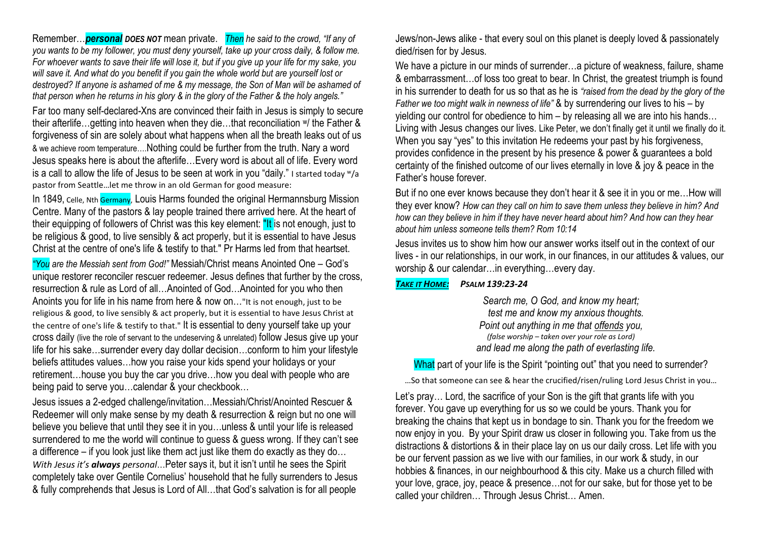Remember…***personal*** ***DOES NOT*** mean private. *Then he said to the crowd, "If any of you wants to be my follower, you must deny yourself, take up your cross daily, & follow me. For whoever wants to save their life will lose it, but if you give up your life for my sake, you will save it. And what do you benefit if you gain the whole world but are yourself lost or destroyed? If anyone is ashamed of me & my message, the Son of Man will be ashamed of that person when he returns in his glory & in the glory of the Father & the holy angels."*

Far too many self-declared-Xns are convinced their faith in Jesus is simply to secure their afterlife…getting into heaven when they die…that reconciliation w/ the Father & forgiveness of sin are solely about what happens when all the breath leaks out of us & we achieve room temperature….Nothing could be further from the truth. Nary a word Jesus speaks here is about the afterlife…Every word is about all of life. Every word is a call to allow the life of Jesus to be seen at work in you "daily." I started today w/a pastor from Seattle…let me throw in an old German for good measure:

In 1849, Celle, Nth Germany, Louis Harms founded the original Hermannsburg Mission Centre. Many of the pastors & lay people trained there arrived here. At the heart of their equipping of followers of Christ was this key element: "It is not enough, just to be religious & good, to live sensibly & act properly, but it is essential to have Jesus Christ at the centre of one's life & testify to that." Pr Harms led from that heartset.

*"You are the Messiah sent from God!"* Messiah/Christ means Anointed One – God's unique restorer reconciler rescuer redeemer. Jesus defines that further by the cross, resurrection & rule as Lord of all…Anointed of God…Anointed for you who then Anoints you for life in his name from here & now on…"It is not enough, just to be religious & good, to live sensibly & act properly, but it is essential to have Jesus Christ at the centre of one's life & testify to that." It is essential to deny yourself take up your cross daily (live the role of servant to the undeserving & unrelated) follow Jesus give up your life for his sake…surrender every day dollar decision…conform to him your lifestyle beliefs attitudes values…how you raise your kids spend your holidays or your retirement…house you buy the car you drive…how you deal with people who are being paid to serve you…calendar & your checkbook…

Jesus issues a 2-edged challenge/invitation…Messiah/Christ/Anointed Rescuer & Redeemer will only make sense by my death & resurrection & reign but no one will believe you believe that until they see it in you…unless & until your life is released surrendered to me the world will continue to guess & guess wrong. If they can't see a difference – if you look just like them act just like them do exactly as they do… *With Jesus it's **always** personal*…Peter says it, but it isn't until he sees the Spirit completely take over Gentile Cornelius' household that he fully surrenders to Jesus & fully comprehends that Jesus is Lord of All…that God's salvation is for all people Jews/non-Jews alike - that every soul on this planet is deeply loved & passionately died/risen for by Jesus.

We have a picture in our minds of surrender…a picture of weakness, failure, shame & embarrassment…of loss too great to bear. In Christ, the greatest triumph is found in his surrender to death for us so that as he is *"raised from the dead by the glory of the Father we too might walk in newness of life"* & by surrendering our lives to his – by yielding our control for obedience to him – by releasing all we are into his hands… Living with Jesus changes our lives. Like Peter, we don't finally get it until we finally do it. When you say "yes" to this invitation He redeems your past by his forgiveness, provides confidence in the present by his presence & power & guarantees a bold certainty of the finished outcome of our lives eternally in love & joy & peace in the Father's house forever.

But if no one ever knows because they don't hear it & see it in you or me…How will they ever know? *How can they call on him to save them unless they believe in him? And how can they believe in him if they have never heard about him? And how can they hear about him unless someone tells them? Rom 10:14*

Jesus invites us to show him how our answer works itself out in the context of our lives - in our relationships, in our work, in our finances, in our attitudes & values, our worship & our calendar…in everything…every day.

***TAKE IT HOME:*** ***PSALM 139:23-24***

*Search me, O God, and know my heart;*
*test me and know my anxious thoughts.*
*Point out anything in me that offends you,*
*(false worship – taken over your role as Lord)*
*and lead me along the path of everlasting life.*

What part of your life is the Spirit "pointing out" that you need to surrender?

…So that someone can see & hear the crucified/risen/ruling Lord Jesus Christ in you…

Let's pray… Lord, the sacrifice of your Son is the gift that grants life with you forever. You gave up everything for us so we could be yours. Thank you for breaking the chains that kept us in bondage to sin. Thank you for the freedom we now enjoy in you. By your Spirit draw us closer in following you. Take from us the distractions & distortions & in their place lay on us our daily cross. Let life with you be our fervent passion as we live with our families, in our work & study, in our hobbies & finances, in our neighbourhood & this city. Make us a church filled with your love, grace, joy, peace & presence…not for our sake, but for those yet to be called your children… Through Jesus Christ… Amen.